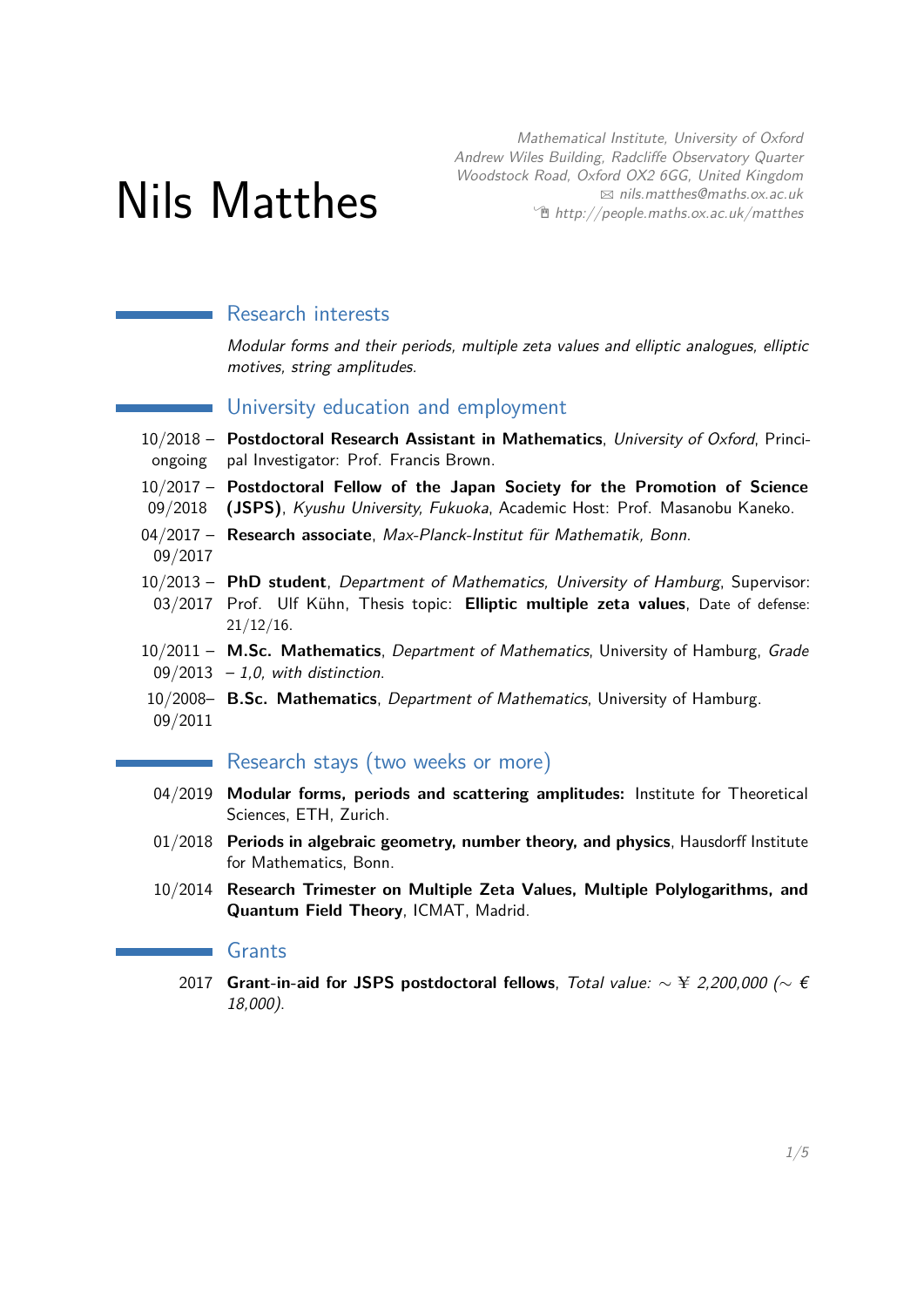# Nils Matthes

*Mathematical Institute, University of Oxford*
*Andrew Wiles Building, Radcliffe Observatory Quarter*
*Woodstock Road, Oxford OX2 6GG, United Kingdom*
✉ *nils.matthes@maths.ox.ac.uk*
*http://people.maths.ox.ac.uk/matthes*

## Research interests

*Modular forms and their periods, multiple zeta values and elliptic analogues, elliptic motives, string amplitudes.*

## University education and employment

10/2018 – ongoing **Postdoctoral Research Assistant in Mathematics**, *University of Oxford*, Principal Investigator: Prof. Francis Brown.

10/2017 – 09/2018 **Postdoctoral Fellow of the Japan Society for the Promotion of Science (JSPS)**, *Kyushu University, Fukuoka*, Academic Host: Prof. Masanobu Kaneko.

04/2017 – 09/2017 **Research associate**, *Max-Planck-Institut für Mathematik, Bonn*.

10/2013 – 03/2017 **PhD student**, *Department of Mathematics, University of Hamburg*, Supervisor: Prof. Ulf Kühn, Thesis topic: **Elliptic multiple zeta values**, Date of defense: 21/12/16.

10/2011 – 09/2013 **M.Sc. Mathematics**, *Department of Mathematics*, University of Hamburg, *Grade – 1,0, with distinction.*

10/2008– 09/2011 **B.Sc. Mathematics**, *Department of Mathematics*, University of Hamburg.

## Research stays (two weeks or more)

04/2019 **Modular forms, periods and scattering amplitudes:** Institute for Theoretical Sciences, ETH, Zurich.

01/2018 **Periods in algebraic geometry, number theory, and physics**, Hausdorff Institute for Mathematics, Bonn.

10/2014 **Research Trimester on Multiple Zeta Values, Multiple Polylogarithms, and Quantum Field Theory**, ICMAT, Madrid.

## Grants

2017 **Grant-in-aid for JSPS postdoctoral fellows**, *Total value:* ∼ ¥ *2,200,000 (*∼ € *18,000).*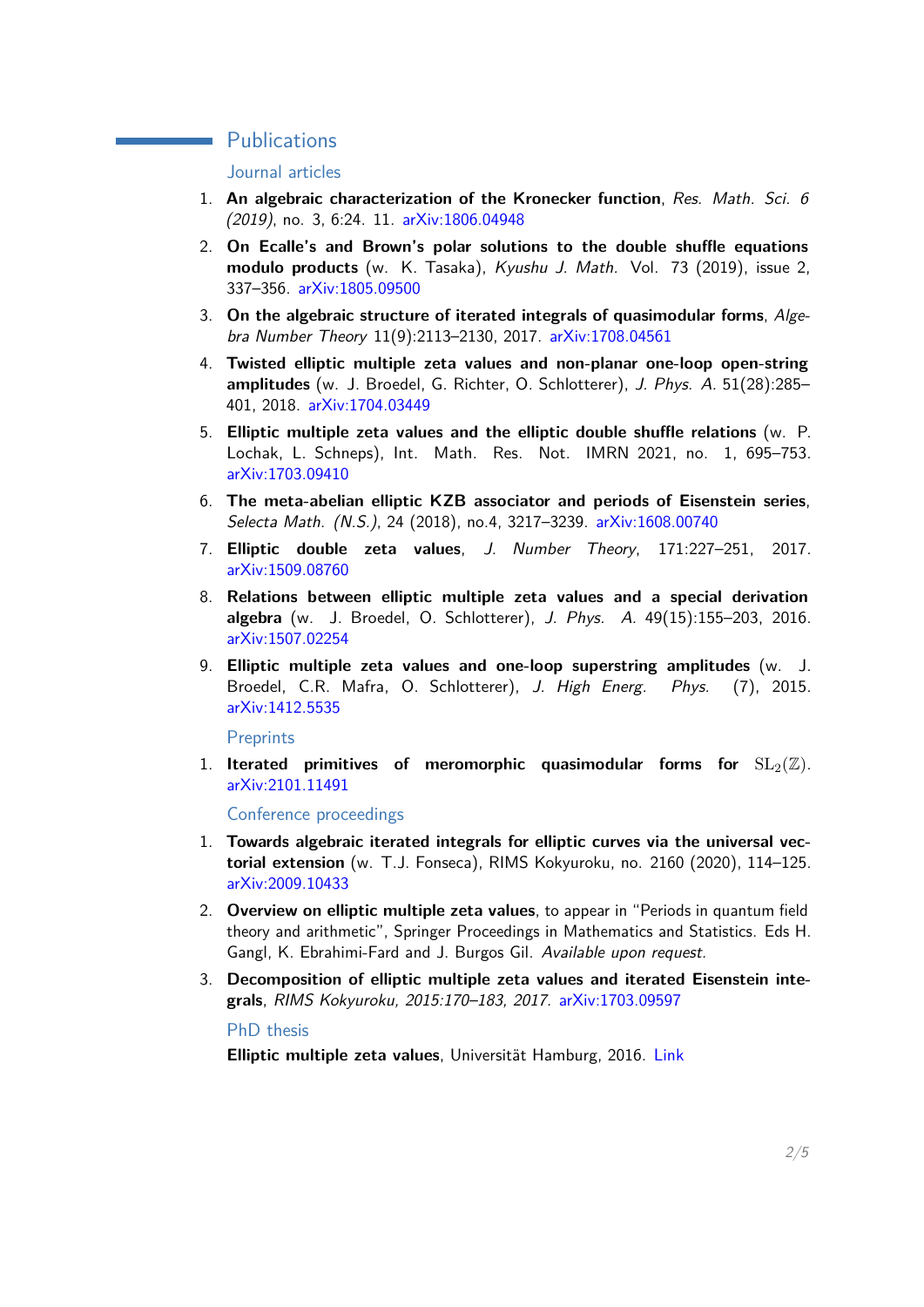# Publications

## Journal articles

1. **An algebraic characterization of the Kronecker function**, *Res. Math. Sci. 6 (2019)*, no. 3, 6:24. 11. arXiv:1806.04948
2. **On Ecalle's and Brown's polar solutions to the double shuffle equations modulo products** (w. K. Tasaka), *Kyushu J. Math.* Vol. 73 (2019), issue 2, 337–356. arXiv:1805.09500
3. **On the algebraic structure of iterated integrals of quasimodular forms**, *Algebra Number Theory* 11(9):2113–2130, 2017. arXiv:1708.04561
4. **Twisted elliptic multiple zeta values and non-planar one-loop open-string amplitudes** (w. J. Broedel, G. Richter, O. Schlotterer), *J. Phys. A.* 51(28):285–401, 2018. arXiv:1704.03449
5. **Elliptic multiple zeta values and the elliptic double shuffle relations** (w. P. Lochak, L. Schneps), Int. Math. Res. Not. IMRN 2021, no. 1, 695–753. arXiv:1703.09410
6. **The meta-abelian elliptic KZB associator and periods of Eisenstein series**, *Selecta Math. (N.S.)*, 24 (2018), no.4, 3217–3239. arXiv:1608.00740
7. **Elliptic double zeta values**, *J. Number Theory*, 171:227–251, 2017. arXiv:1509.08760
8. **Relations between elliptic multiple zeta values and a special derivation algebra** (w. J. Broedel, O. Schlotterer), *J. Phys. A.* 49(15):155–203, 2016. arXiv:1507.02254
9. **Elliptic multiple zeta values and one-loop superstring amplitudes** (w. J. Broedel, C.R. Mafra, O. Schlotterer), *J. High Energ. Phys.* (7), 2015. arXiv:1412.5535

## Preprints

1. **Iterated primitives of meromorphic quasimodular forms for** $\mathrm{SL}_2(\mathbb{Z})$. arXiv:2101.11491

## Conference proceedings

1. **Towards algebraic iterated integrals for elliptic curves via the universal vectorial extension** (w. T.J. Fonseca), RIMS Kokyuroku, no. 2160 (2020), 114–125. arXiv:2009.10433
2. **Overview on elliptic multiple zeta values**, to appear in "Periods in quantum field theory and arithmetic", Springer Proceedings in Mathematics and Statistics. Eds H. Gangl, K. Ebrahimi-Fard and J. Burgos Gil. *Available upon request.*
3. **Decomposition of elliptic multiple zeta values and iterated Eisenstein integrals**, *RIMS Kokyuroku, 2015:170–183, 2017.* arXiv:1703.09597

## PhD thesis

**Elliptic multiple zeta values**, Universität Hamburg, 2016. Link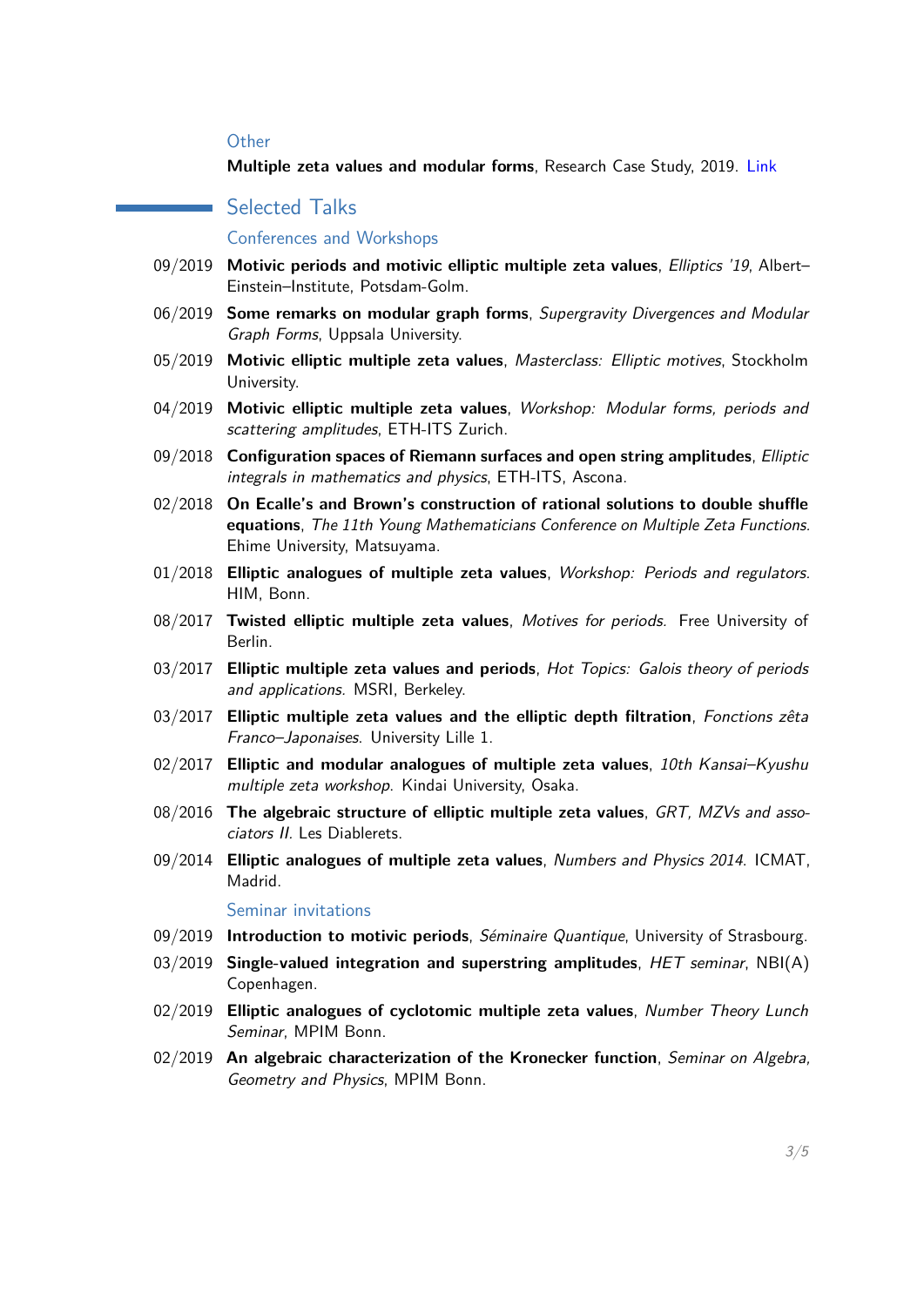### Other

**Multiple zeta values and modular forms**, Research Case Study, 2019. Link

## Selected Talks

### Conferences and Workshops

- 09/2019 **Motivic periods and motivic elliptic multiple zeta values**, *Elliptics '19*, Albert–Einstein–Institute, Potsdam-Golm.
- 06/2019 **Some remarks on modular graph forms**, *Supergravity Divergences and Modular Graph Forms*, Uppsala University.
- 05/2019 **Motivic elliptic multiple zeta values**, *Masterclass: Elliptic motives*, Stockholm University.
- 04/2019 **Motivic elliptic multiple zeta values**, *Workshop: Modular forms, periods and scattering amplitudes*, ETH-ITS Zurich.
- 09/2018 **Configuration spaces of Riemann surfaces and open string amplitudes**, *Elliptic integrals in mathematics and physics*, ETH-ITS, Ascona.
- 02/2018 **On Ecalle's and Brown's construction of rational solutions to double shuffle equations**, *The 11th Young Mathematicians Conference on Multiple Zeta Functions.* Ehime University, Matsuyama.
- 01/2018 **Elliptic analogues of multiple zeta values**, *Workshop: Periods and regulators.* HIM, Bonn.
- 08/2017 **Twisted elliptic multiple zeta values**, *Motives for periods.* Free University of Berlin.
- 03/2017 **Elliptic multiple zeta values and periods**, *Hot Topics: Galois theory of periods and applications.* MSRI, Berkeley.
- 03/2017 **Elliptic multiple zeta values and the elliptic depth filtration**, *Fonctions zêta Franco–Japonaises.* University Lille 1.
- 02/2017 **Elliptic and modular analogues of multiple zeta values**, *10th Kansai–Kyushu multiple zeta workshop.* Kindai University, Osaka.
- 08/2016 **The algebraic structure of elliptic multiple zeta values**, *GRT, MZVs and associators II.* Les Diablerets.
- 09/2014 **Elliptic analogues of multiple zeta values**, *Numbers and Physics 2014.* ICMAT, Madrid.

### Seminar invitations

- 09/2019 **Introduction to motivic periods**, *Séminaire Quantique*, University of Strasbourg.
- 03/2019 **Single-valued integration and superstring amplitudes**, *HET seminar*, NBI(A) Copenhagen.
- 02/2019 **Elliptic analogues of cyclotomic multiple zeta values**, *Number Theory Lunch Seminar*, MPIM Bonn.
- 02/2019 **An algebraic characterization of the Kronecker function**, *Seminar on Algebra, Geometry and Physics*, MPIM Bonn.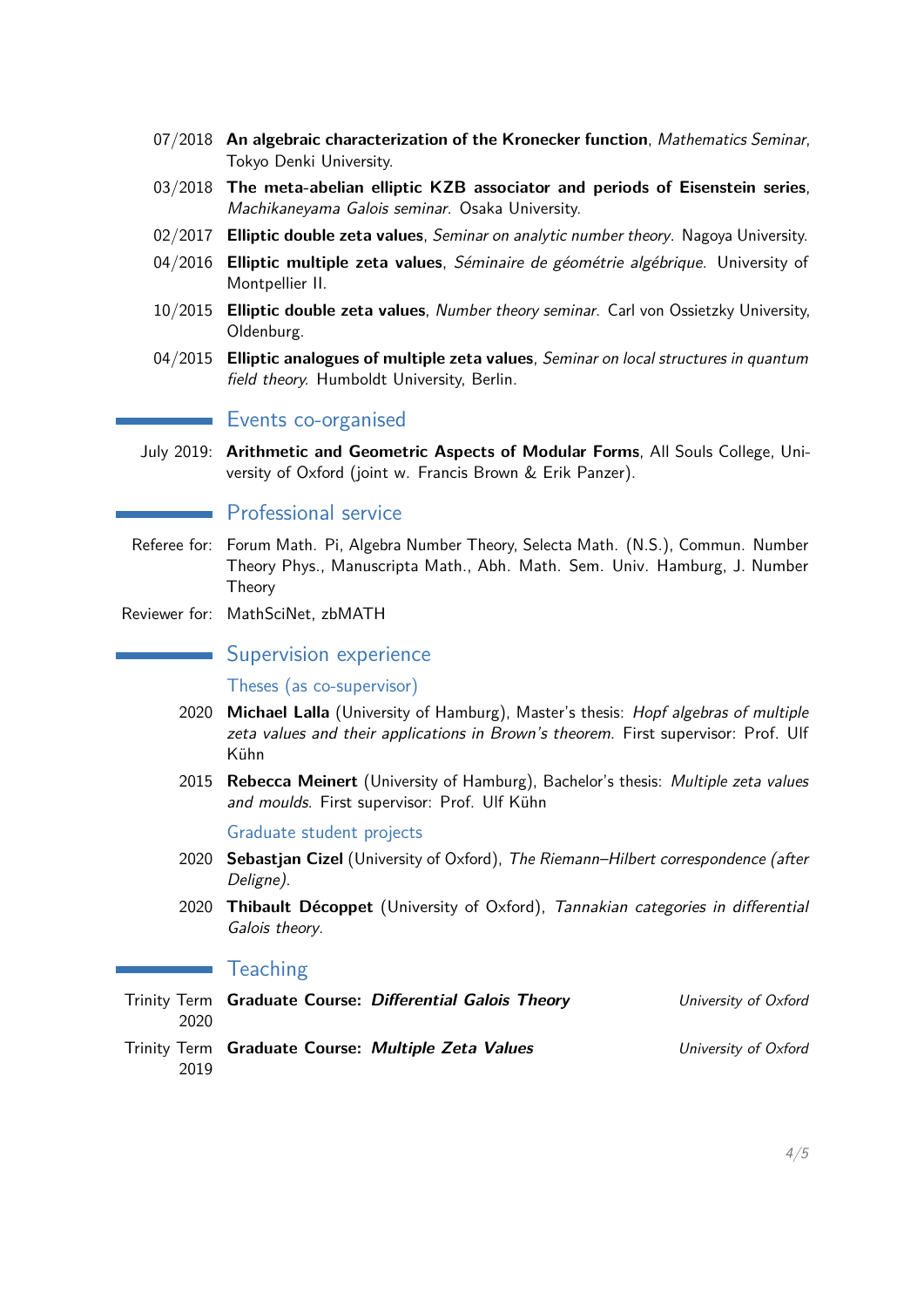- 07/2018 **An algebraic characterization of the Kronecker function**, *Mathematics Seminar*, Tokyo Denki University.
- 03/2018 **The meta-abelian elliptic KZB associator and periods of Eisenstein series**, *Machikaneyama Galois seminar*. Osaka University.
- 02/2017 **Elliptic double zeta values**, *Seminar on analytic number theory*. Nagoya University.
- 04/2016 **Elliptic multiple zeta values**, *Séminaire de géométrie algébrique*. University of Montpellier II.
- 10/2015 **Elliptic double zeta values**, *Number theory seminar*. Carl von Ossietzky University, Oldenburg.
- 04/2015 **Elliptic analogues of multiple zeta values**, *Seminar on local structures in quantum field theory*. Humboldt University, Berlin.

## Events co-organised

July 2019: **Arithmetic and Geometric Aspects of Modular Forms**, All Souls College, University of Oxford (joint w. Francis Brown & Erik Panzer).

## Professional service

Referee for: Forum Math. Pi, Algebra Number Theory, Selecta Math. (N.S.), Commun. Number Theory Phys., Manuscripta Math., Abh. Math. Sem. Univ. Hamburg, J. Number Theory

Reviewer for: MathSciNet, zbMATH

## Supervision experience

### Theses (as co-supervisor)

- 2020 **Michael Lalla** (University of Hamburg), Master's thesis: *Hopf algebras of multiple zeta values and their applications in Brown's theorem*. First supervisor: Prof. Ulf Kühn
- 2015 **Rebecca Meinert** (University of Hamburg), Bachelor's thesis: *Multiple zeta values and moulds*. First supervisor: Prof. Ulf Kühn

### Graduate student projects

- 2020 **Sebastjan Cizel** (University of Oxford), *The Riemann–Hilbert correspondence (after Deligne)*.
- 2020 **Thibault Décoppet** (University of Oxford), *Tannakian categories in differential Galois theory*.

## Teaching

- Trinity Term 2020 **Graduate Course: *Differential Galois Theory*** — *University of Oxford*
- Trinity Term 2019 **Graduate Course: *Multiple Zeta Values*** — *University of Oxford*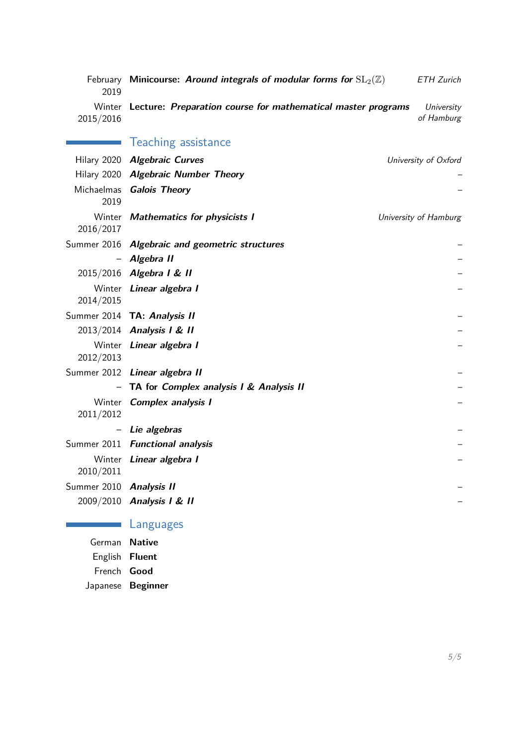| | | |
|---|---|---|
| February 2019 | **Minicourse:** ***Around integrals of modular forms for*** $\mathrm{SL}_2(\mathbb{Z})$ | *ETH Zurich* |
| Winter 2015/2016 | **Lecture:** ***Preparation course for mathematical master programs*** | *University of Hamburg* |

## Teaching assistance

| | | |
|---|---|---|
| Hilary 2020 | ***Algebraic Curves*** | *University of Oxford* |
| Hilary 2020 | ***Algebraic Number Theory*** | – |
| Michaelmas 2019 | ***Galois Theory*** | – |
| Winter 2016/2017 | ***Mathematics for physicists I*** | *University of Hamburg* |
| Summer 2016 | ***Algebraic and geometric structures*** | – |
| – | ***Algebra II*** | – |
| 2015/2016 | ***Algebra I & II*** | – |
| Winter 2014/2015 | ***Linear algebra I*** | – |
| Summer 2014 | **TA:** ***Analysis II*** | – |
| 2013/2014 | ***Analysis I & II*** | – |
| Winter 2012/2013 | ***Linear algebra I*** | – |
| Summer 2012 | ***Linear algebra II*** | – |
| – | **TA for** ***Complex analysis I & Analysis II*** | – |
| Winter 2011/2012 | ***Complex analysis I*** | – |
| – | ***Lie algebras*** | – |
| Summer 2011 | ***Functional analysis*** | – |
| Winter 2010/2011 | ***Linear algebra I*** | – |
| Summer 2010 | ***Analysis II*** | – |
| 2009/2010 | ***Analysis I & II*** | – |

## Languages

| | |
|---|---|
| German | **Native** |
| English | **Fluent** |
| French | **Good** |
| Japanese | **Beginner** |